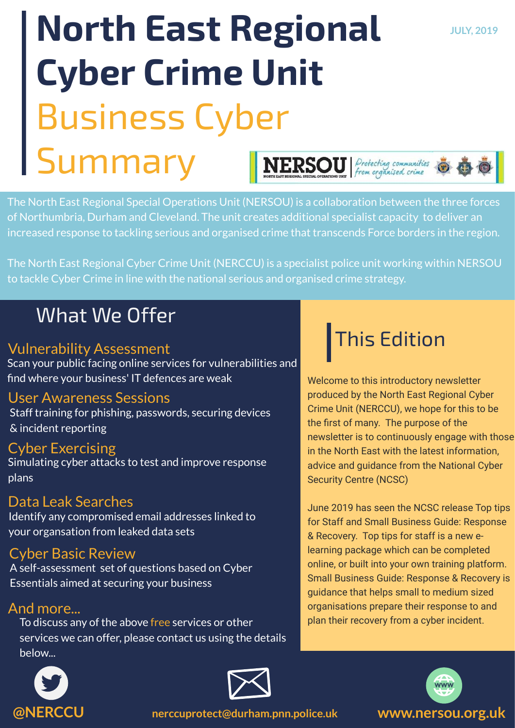# North East Regional Cyber Crime Unit Business Cyber Summary

JULY, 2019

NERSOU — NORTH EAST REGIONAL SPECIAL OPERATIONS UNIT — Protecting communities from organised crime

The North East Regional Special Operations Unit (NERSOU) is a collaboration between the three forces of Northumbria, Durham and Cleveland. The unit creates additional specialist capacity to deliver an increased response to tackling serious and organised crime that transcends Force borders in the region.

The North East Regional Cyber Crime Unit (NERCCU) is a specialist police unit working within NERSOU to tackle Cyber Crime in line with the national serious and organised crime strategy.

## What We Offer

### Vulnerability Assessment

Scan your public facing online services for vulnerabilities and find where your business' IT defences are weak

### User Awareness Sessions

Staff training for phishing, passwords, securing devices & incident reporting

### Cyber Exercising

Simulating cyber attacks to test and improve response plans

### Data Leak Searches

Identify any compromised email addresses linked to your organsation from leaked data sets

### Cyber Basic Review

A self-assessment set of questions based on Cyber Essentials aimed at securing your business

### And more...

To discuss any of the above free services or other services we can offer, please contact us using the details below...

## This Edition

Welcome to this introductory newsletter produced by the North East Regional Cyber Crime Unit (NERCCU), we hope for this to be the first of many. The purpose of the newsletter is to continuously engage with those in the North East with the latest information, advice and guidance from the National Cyber Security Centre (NCSC)

June 2019 has seen the NCSC release Top tips for Staff and Small Business Guide: Response & Recovery. Top tips for staff is a new e-learning package which can be completed online, or built into your own training platform. Small Business Guide: Response & Recovery is guidance that helps small to medium sized organisations prepare their response to and plan their recovery from a cyber incident.

**@NERCCU** | **nerccuprotect@durham.pnn.police.uk** | **www.nersou.org.uk**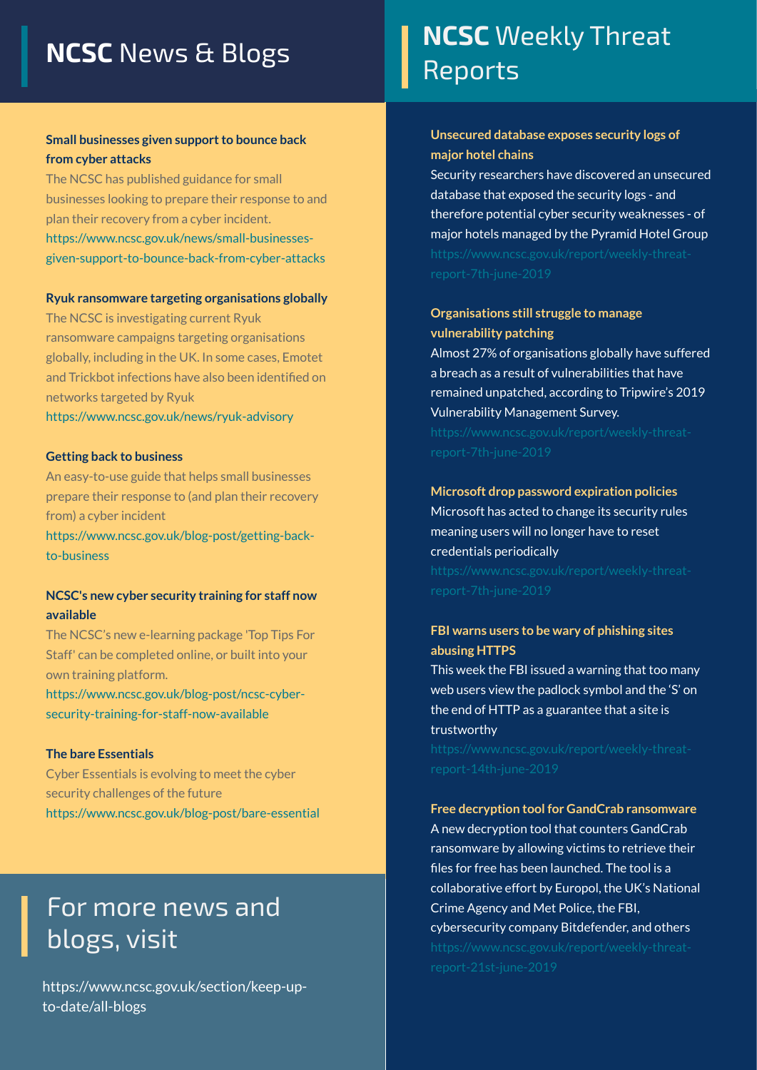## **NCSC** News & Blogs

**Small businesses given support to bounce back from cyber attacks**

The NCSC has published guidance for small businesses looking to prepare their response to and plan their recovery from a cyber incident.

https://www.ncsc.gov.uk/news/small-businesses-given-support-to-bounce-back-from-cyber-attacks

**Ryuk ransomware targeting organisations globally**

The NCSC is investigating current Ryuk ransomware campaigns targeting organisations globally, including in the UK. In some cases, Emotet and Trickbot infections have also been identified on networks targeted by Ryuk

https://www.ncsc.gov.uk/news/ryuk-advisory

**Getting back to business**

An easy-to-use guide that helps small businesses prepare their response to (and plan their recovery from) a cyber incident

https://www.ncsc.gov.uk/blog-post/getting-back-to-business

**NCSC's new cyber security training for staff now available**

The NCSC's new e-learning package 'Top Tips For Staff' can be completed online, or built into your own training platform.

https://www.ncsc.gov.uk/blog-post/ncsc-cyber-security-training-for-staff-now-available

**The bare Essentials**

Cyber Essentials is evolving to meet the cyber security challenges of the future

https://www.ncsc.gov.uk/blog-post/bare-essential

## For more news and blogs, visit

https://www.ncsc.gov.uk/section/keep-up-to-date/all-blogs

## **NCSC** Weekly Threat Reports

**Unsecured database exposes security logs of major hotel chains**

Security researchers have discovered an unsecured database that exposed the security logs - and therefore potential cyber security weaknesses - of major hotels managed by the Pyramid Hotel Group

https://www.ncsc.gov.uk/report/weekly-threat-report-7th-june-2019

**Organisations still struggle to manage vulnerability patching**

Almost 27% of organisations globally have suffered a breach as a result of vulnerabilities that have remained unpatched, according to Tripwire's 2019 Vulnerability Management Survey.

https://www.ncsc.gov.uk/report/weekly-threat-report-7th-june-2019

**Microsoft drop password expiration policies**

Microsoft has acted to change its security rules meaning users will no longer have to reset credentials periodically

https://www.ncsc.gov.uk/report/weekly-threat-report-7th-june-2019

**FBI warns users to be wary of phishing sites abusing HTTPS**

This week the FBI issued a warning that too many web users view the padlock symbol and the 'S' on the end of HTTP as a guarantee that a site is trustworthy

https://www.ncsc.gov.uk/report/weekly-threat-report-14th-june-2019

**Free decryption tool for GandCrab ransomware**

A new decryption tool that counters GandCrab ransomware by allowing victims to retrieve their files for free has been launched. The tool is a collaborative effort by Europol, the UK's National Crime Agency and Met Police, the FBI, cybersecurity company Bitdefender, and others

https://www.ncsc.gov.uk/report/weekly-threat-report-21st-june-2019